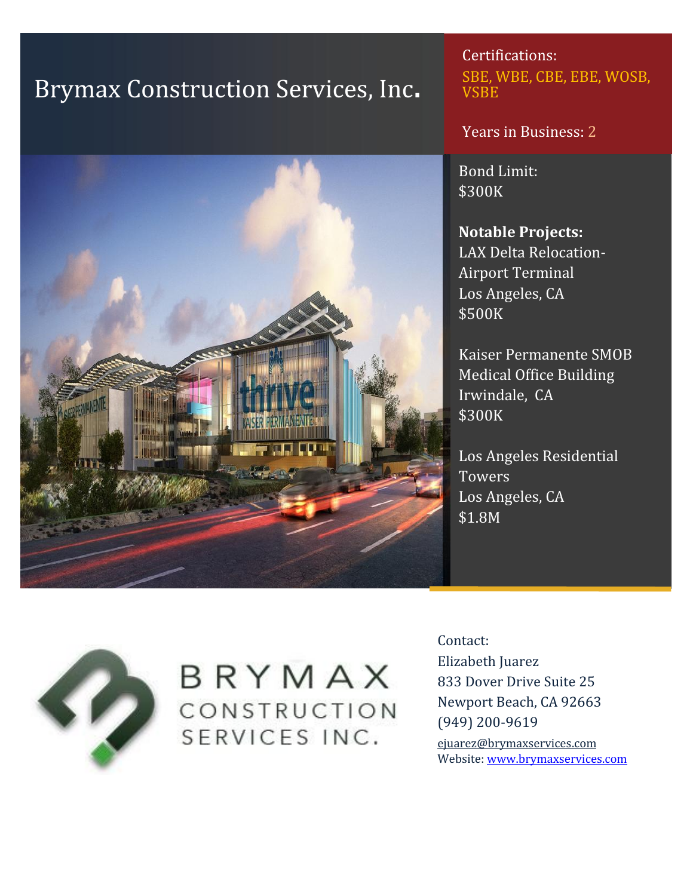# Brymax Construction Services, Inc.

Certifications:
SBE, WBE, CBE, EBE, WOSB, VSBE

Years in Business: 2

Bond Limit:
$300K

**Notable Projects:**

LAX Delta Relocation-Airport Terminal
Los Angeles, CA
$500K

Kaiser Permanente SMOB Medical Office Building
Irwindale, CA
$300K

Los Angeles Residential Towers
Los Angeles, CA
$1.8M

BRYMAX
CONSTRUCTION
SERVICES INC.

Contact:
Elizabeth Juarez
833 Dover Drive Suite 25
Newport Beach, CA 92663
(949) 200-9619
ejuarez@brymaxservices.com
Website: www.brymaxservices.com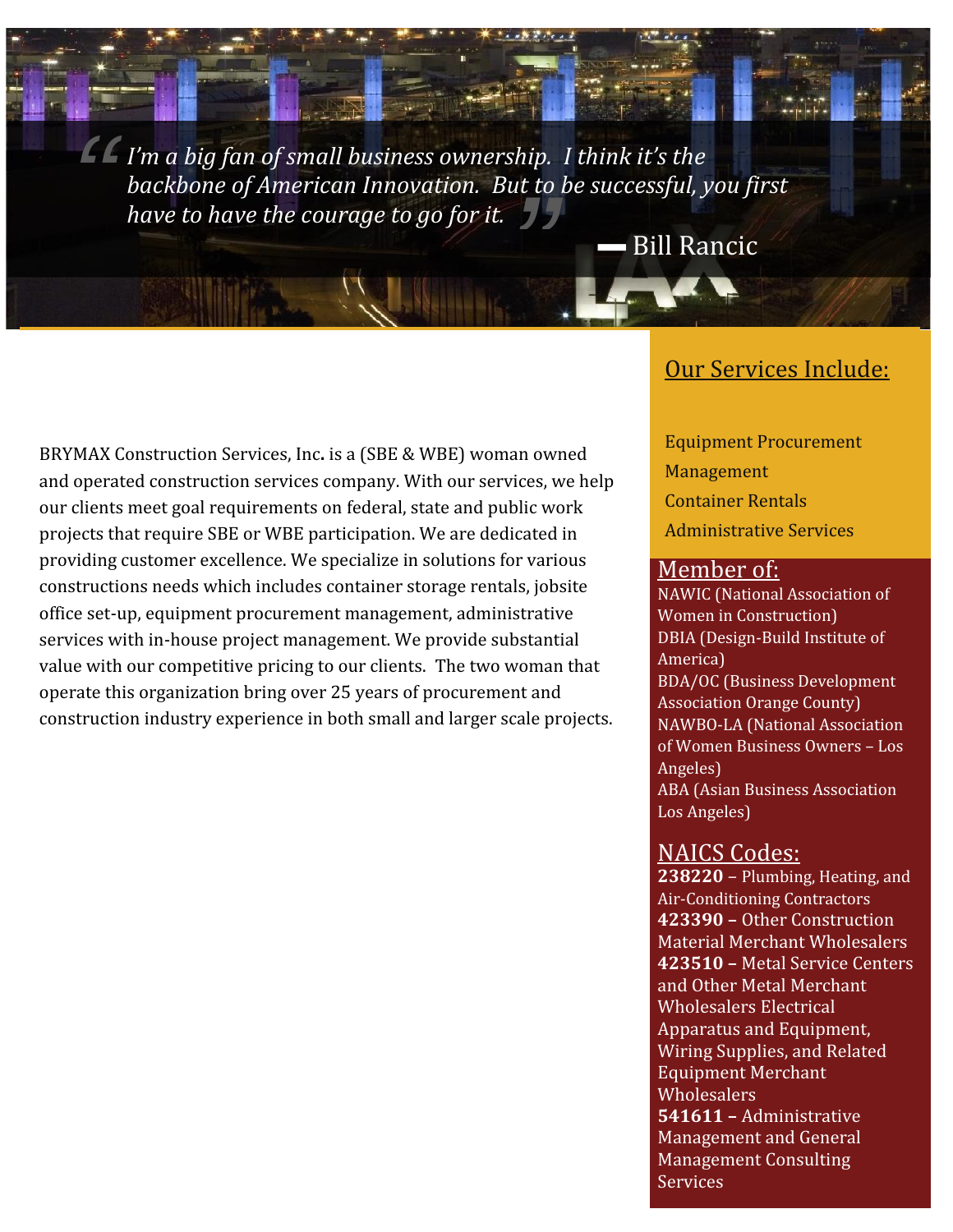> *I'm a big fan of small business ownership. I think it's the backbone of American Innovation. But to be successful, you first have to have the courage to go for it.*
>
> — Bill Rancic

BRYMAX Construction Services, Inc**.** is a (SBE & WBE) woman owned and operated construction services company. With our services, we help our clients meet goal requirements on federal, state and public work projects that require SBE or WBE participation. We are dedicated in providing customer excellence. We specialize in solutions for various constructions needs which includes container storage rentals, jobsite office set-up, equipment procurement management, administrative services with in-house project management. We provide substantial value with our competitive pricing to our clients. The two woman that operate this organization bring over 25 years of procurement and construction industry experience in both small and larger scale projects.

## Our Services Include:

Equipment Procurement Management
Container Rentals
Administrative Services

## Member of:

NAWIC (National Association of Women in Construction)
DBIA (Design-Build Institute of America)
BDA/OC (Business Development Association Orange County)
NAWBO-LA (National Association of Women Business Owners – Los Angeles)
ABA (Asian Business Association Los Angeles)

## NAICS Codes:

**238220** – Plumbing, Heating, and Air-Conditioning Contractors
**423390 –** Other Construction Material Merchant Wholesalers
**423510 –** Metal Service Centers and Other Metal Merchant Wholesalers Electrical Apparatus and Equipment, Wiring Supplies, and Related Equipment Merchant Wholesalers
**541611 –** Administrative Management and General Management Consulting Services